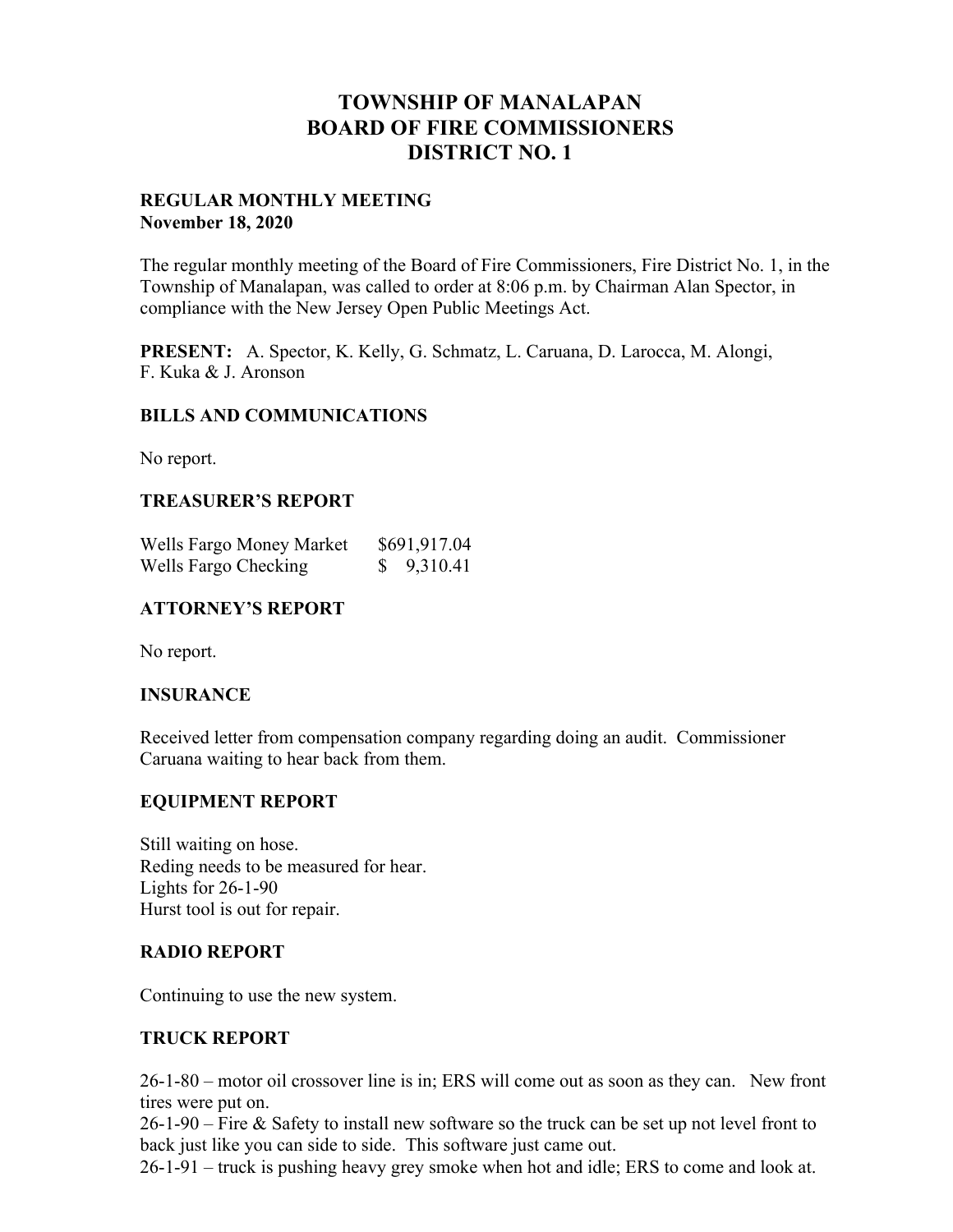# TOWNSHIP OF MANALAPAN
# BOARD OF FIRE COMMISSIONERS
# DISTRICT NO. 1

**REGULAR MONTHLY MEETING**
**November 18, 2020**

The regular monthly meeting of the Board of Fire Commissioners, Fire District No. 1, in the Township of Manalapan, was called to order at 8:06 p.m. by Chairman Alan Spector, in compliance with the New Jersey Open Public Meetings Act.

**PRESENT:** A. Spector, K. Kelly, G. Schmatz, L. Caruana, D. Larocca, M. Alongi, F. Kuka & J. Aronson

## BILLS AND COMMUNICATIONS

No report.

## TREASURER'S REPORT

| | |
|---|---|
| Wells Fargo Money Market | $691,917.04 |
| Wells Fargo Checking | $ 9,310.41 |

## ATTORNEY'S REPORT

No report.

## INSURANCE

Received letter from compensation company regarding doing an audit. Commissioner Caruana waiting to hear back from them.

## EQUIPMENT REPORT

Still waiting on hose.
Reding needs to be measured for hear.
Lights for 26-1-90
Hurst tool is out for repair.

## RADIO REPORT

Continuing to use the new system.

## TRUCK REPORT

26-1-80 – motor oil crossover line is in; ERS will come out as soon as they can. New front tires were put on.
26-1-90 – Fire & Safety to install new software so the truck can be set up not level front to back just like you can side to side. This software just came out.
26-1-91 – truck is pushing heavy grey smoke when hot and idle; ERS to come and look at.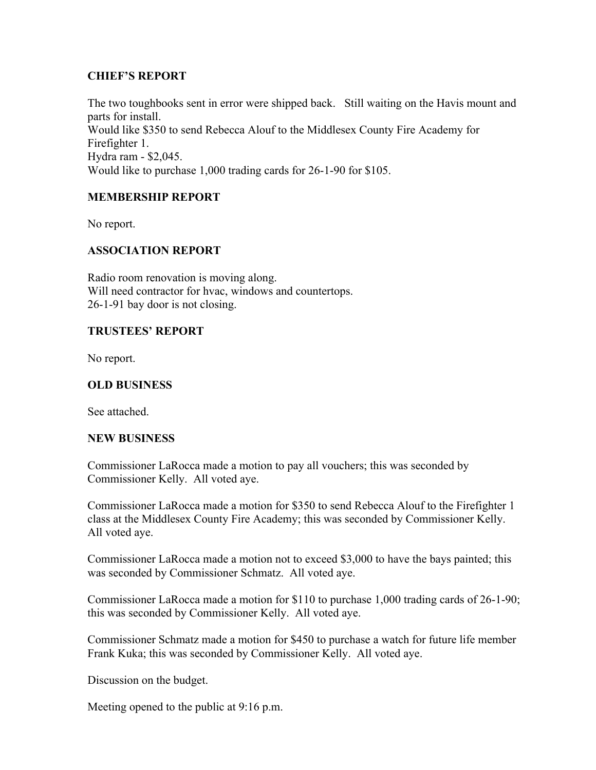**CHIEF'S REPORT**

The two toughbooks sent in error were shipped back. Still waiting on the Havis mount and parts for install.
Would like $350 to send Rebecca Alouf to the Middlesex County Fire Academy for Firefighter 1.
Hydra ram - $2,045.
Would like to purchase 1,000 trading cards for 26-1-90 for $105.

**MEMBERSHIP REPORT**

No report.

**ASSOCIATION REPORT**

Radio room renovation is moving along.
Will need contractor for hvac, windows and countertops.
26-1-91 bay door is not closing.

**TRUSTEES' REPORT**

No report.

**OLD BUSINESS**

See attached.

**NEW BUSINESS**

Commissioner LaRocca made a motion to pay all vouchers; this was seconded by Commissioner Kelly. All voted aye.

Commissioner LaRocca made a motion for $350 to send Rebecca Alouf to the Firefighter 1 class at the Middlesex County Fire Academy; this was seconded by Commissioner Kelly. All voted aye.

Commissioner LaRocca made a motion not to exceed $3,000 to have the bays painted; this was seconded by Commissioner Schmatz. All voted aye.

Commissioner LaRocca made a motion for $110 to purchase 1,000 trading cards of 26-1-90; this was seconded by Commissioner Kelly. All voted aye.

Commissioner Schmatz made a motion for $450 to purchase a watch for future life member Frank Kuka; this was seconded by Commissioner Kelly. All voted aye.

Discussion on the budget.

Meeting opened to the public at 9:16 p.m.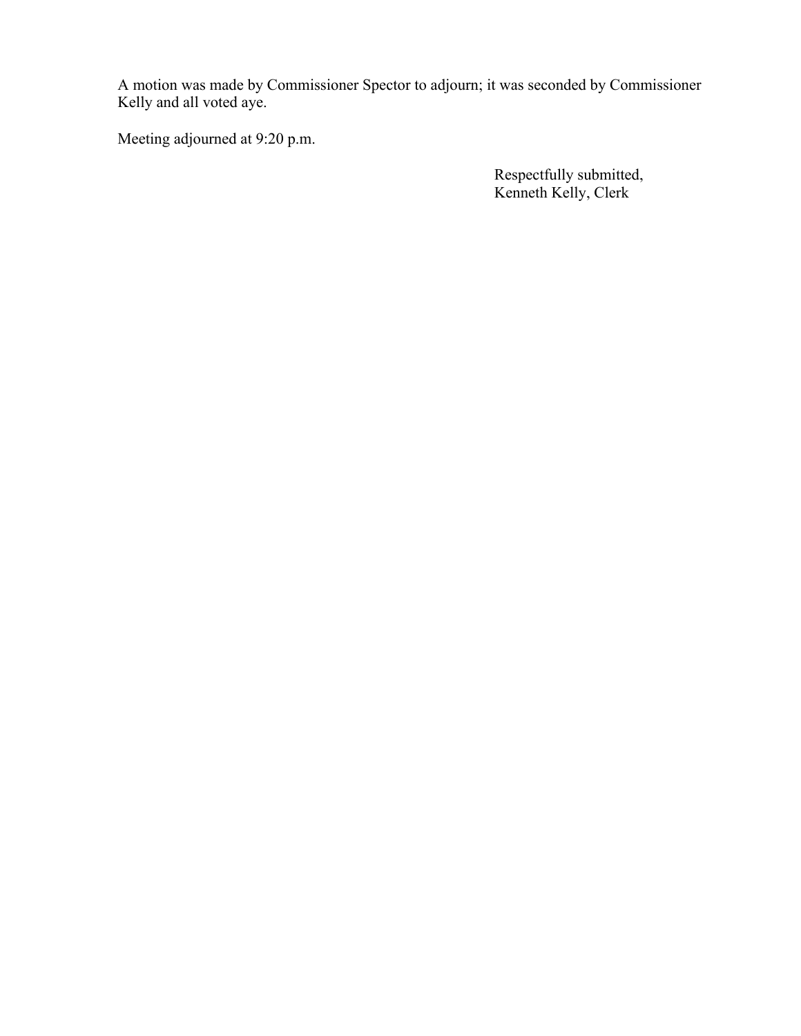A motion was made by Commissioner Spector to adjourn; it was seconded by Commissioner Kelly and all voted aye.

Meeting adjourned at 9:20 p.m.

Respectfully submitted,
Kenneth Kelly, Clerk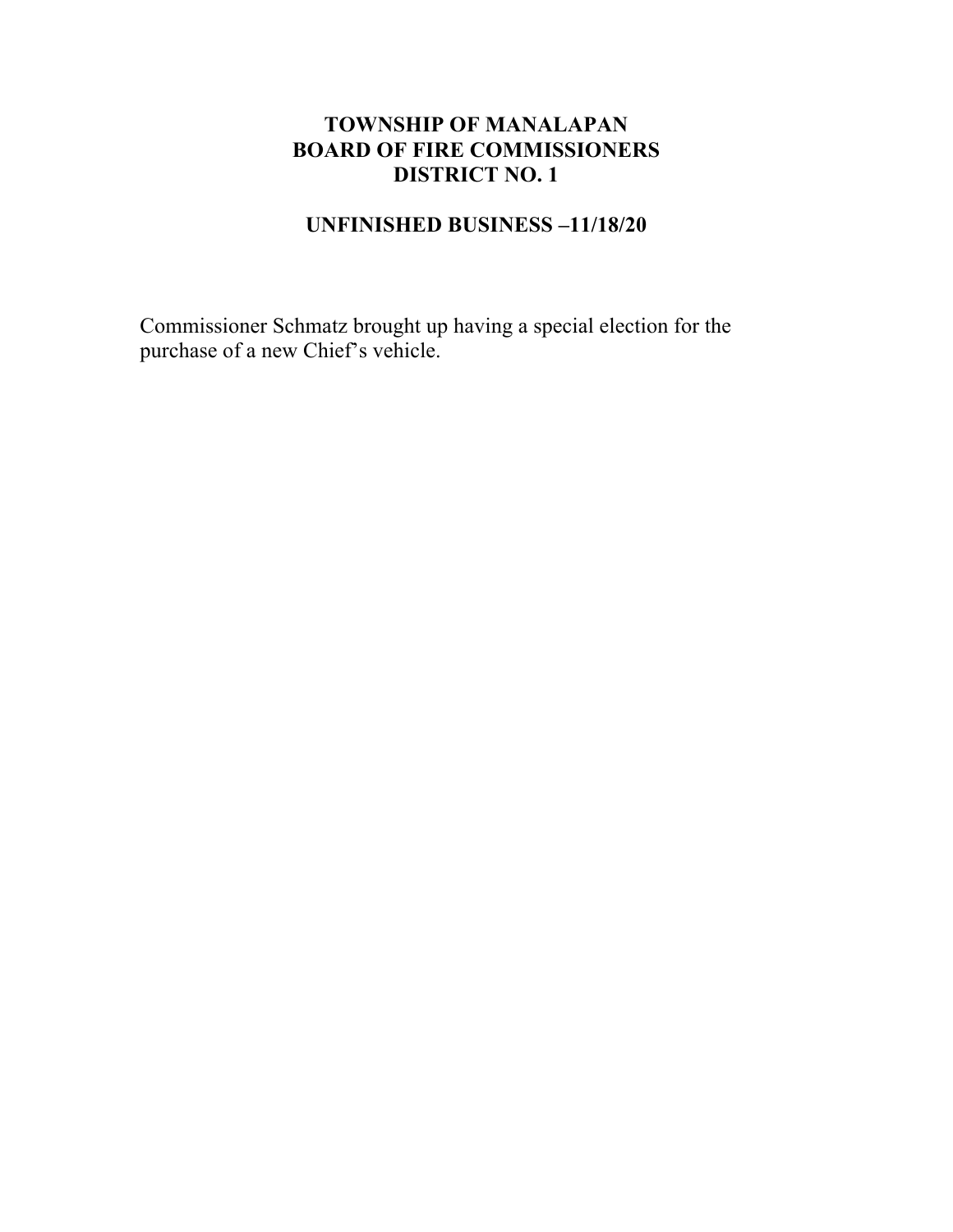# TOWNSHIP OF MANALAPAN
# BOARD OF FIRE COMMISSIONERS
# DISTRICT NO. 1

## UNFINISHED BUSINESS –11/18/20

Commissioner Schmatz brought up having a special election for the purchase of a new Chief's vehicle.